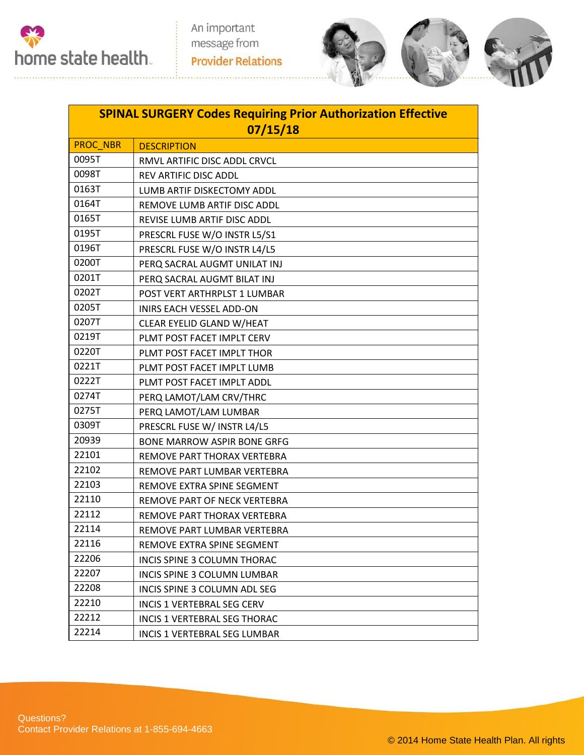home state health

An important message from Provider Relations

| SPINAL SURGERY Codes Requiring Prior Authorization Effective 07/15/18 | |
|---|---|
| PROC_NBR | DESCRIPTION |
| 0095T | RMVL ARTIFIC DISC ADDL CRVCL |
| 0098T | REV ARTIFIC DISC ADDL |
| 0163T | LUMB ARTIF DISKECTOMY ADDL |
| 0164T | REMOVE LUMB ARTIF DISC ADDL |
| 0165T | REVISE LUMB ARTIF DISC ADDL |
| 0195T | PRESCRL FUSE W/O INSTR L5/S1 |
| 0196T | PRESCRL FUSE W/O INSTR L4/L5 |
| 0200T | PERQ SACRAL AUGMT UNILAT INJ |
| 0201T | PERQ SACRAL AUGMT BILAT INJ |
| 0202T | POST VERT ARTHRPLST 1 LUMBAR |
| 0205T | INIRS EACH VESSEL ADD-ON |
| 0207T | CLEAR EYELID GLAND W/HEAT |
| 0219T | PLMT POST FACET IMPLT CERV |
| 0220T | PLMT POST FACET IMPLT THOR |
| 0221T | PLMT POST FACET IMPLT LUMB |
| 0222T | PLMT POST FACET IMPLT ADDL |
| 0274T | PERQ LAMOT/LAM CRV/THRC |
| 0275T | PERQ LAMOT/LAM LUMBAR |
| 0309T | PRESCRL FUSE W/ INSTR L4/L5 |
| 20939 | BONE MARROW ASPIR BONE GRFG |
| 22101 | REMOVE PART THORAX VERTEBRA |
| 22102 | REMOVE PART LUMBAR VERTEBRA |
| 22103 | REMOVE EXTRA SPINE SEGMENT |
| 22110 | REMOVE PART OF NECK VERTEBRA |
| 22112 | REMOVE PART THORAX VERTEBRA |
| 22114 | REMOVE PART LUMBAR VERTEBRA |
| 22116 | REMOVE EXTRA SPINE SEGMENT |
| 22206 | INCIS SPINE 3 COLUMN THORAC |
| 22207 | INCIS SPINE 3 COLUMN LUMBAR |
| 22208 | INCIS SPINE 3 COLUMN ADL SEG |
| 22210 | INCIS 1 VERTEBRAL SEG CERV |
| 22212 | INCIS 1 VERTEBRAL SEG THORAC |
| 22214 | INCIS 1 VERTEBRAL SEG LUMBAR |

Questions?
Contact Provider Relations at 1-855-694-4663

© 2014 Home State Health Plan. All rights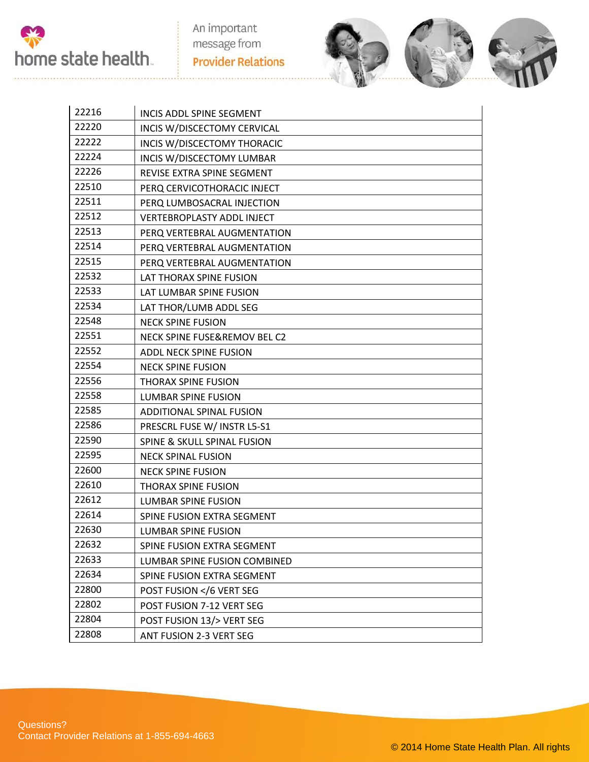| 22216 | INCIS ADDL SPINE SEGMENT |
|---|---|
| 22220 | INCIS W/DISCECTOMY CERVICAL |
| 22222 | INCIS W/DISCECTOMY THORACIC |
| 22224 | INCIS W/DISCECTOMY LUMBAR |
| 22226 | REVISE EXTRA SPINE SEGMENT |
| 22510 | PERQ CERVICOTHORACIC INJECT |
| 22511 | PERQ LUMBOSACRAL INJECTION |
| 22512 | VERTEBROPLASTY ADDL INJECT |
| 22513 | PERQ VERTEBRAL AUGMENTATION |
| 22514 | PERQ VERTEBRAL AUGMENTATION |
| 22515 | PERQ VERTEBRAL AUGMENTATION |
| 22532 | LAT THORAX SPINE FUSION |
| 22533 | LAT LUMBAR SPINE FUSION |
| 22534 | LAT THOR/LUMB ADDL SEG |
| 22548 | NECK SPINE FUSION |
| 22551 | NECK SPINE FUSE&REMOV BEL C2 |
| 22552 | ADDL NECK SPINE FUSION |
| 22554 | NECK SPINE FUSION |
| 22556 | THORAX SPINE FUSION |
| 22558 | LUMBAR SPINE FUSION |
| 22585 | ADDITIONAL SPINAL FUSION |
| 22586 | PRESCRL FUSE W/ INSTR L5-S1 |
| 22590 | SPINE & SKULL SPINAL FUSION |
| 22595 | NECK SPINAL FUSION |
| 22600 | NECK SPINE FUSION |
| 22610 | THORAX SPINE FUSION |
| 22612 | LUMBAR SPINE FUSION |
| 22614 | SPINE FUSION EXTRA SEGMENT |
| 22630 | LUMBAR SPINE FUSION |
| 22632 | SPINE FUSION EXTRA SEGMENT |
| 22633 | LUMBAR SPINE FUSION COMBINED |
| 22634 | SPINE FUSION EXTRA SEGMENT |
| 22800 | POST FUSION </6 VERT SEG |
| 22802 | POST FUSION 7-12 VERT SEG |
| 22804 | POST FUSION 13/> VERT SEG |
| 22808 | ANT FUSION 2-3 VERT SEG |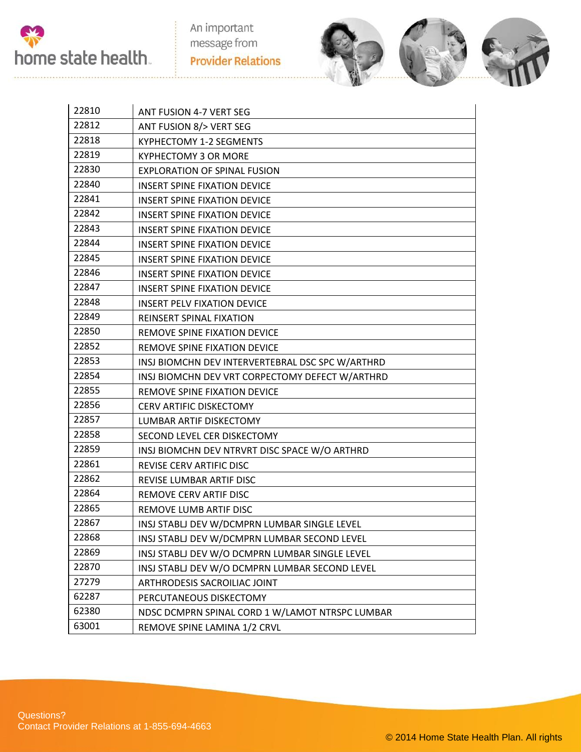| 22810 | ANT FUSION 4-7 VERT SEG |
|---|---|
| 22812 | ANT FUSION 8/> VERT SEG |
| 22818 | KYPHECTOMY 1-2 SEGMENTS |
| 22819 | KYPHECTOMY 3 OR MORE |
| 22830 | EXPLORATION OF SPINAL FUSION |
| 22840 | INSERT SPINE FIXATION DEVICE |
| 22841 | INSERT SPINE FIXATION DEVICE |
| 22842 | INSERT SPINE FIXATION DEVICE |
| 22843 | INSERT SPINE FIXATION DEVICE |
| 22844 | INSERT SPINE FIXATION DEVICE |
| 22845 | INSERT SPINE FIXATION DEVICE |
| 22846 | INSERT SPINE FIXATION DEVICE |
| 22847 | INSERT SPINE FIXATION DEVICE |
| 22848 | INSERT PELV FIXATION DEVICE |
| 22849 | REINSERT SPINAL FIXATION |
| 22850 | REMOVE SPINE FIXATION DEVICE |
| 22852 | REMOVE SPINE FIXATION DEVICE |
| 22853 | INSJ BIOMCHN DEV INTERVERTEBRAL DSC SPC W/ARTHRD |
| 22854 | INSJ BIOMCHN DEV VRT CORPECTOMY DEFECT W/ARTHRD |
| 22855 | REMOVE SPINE FIXATION DEVICE |
| 22856 | CERV ARTIFIC DISKECTOMY |
| 22857 | LUMBAR ARTIF DISKECTOMY |
| 22858 | SECOND LEVEL CER DISKECTOMY |
| 22859 | INSJ BIOMCHN DEV NTRVRT DISC SPACE W/O ARTHRD |
| 22861 | REVISE CERV ARTIFIC DISC |
| 22862 | REVISE LUMBAR ARTIF DISC |
| 22864 | REMOVE CERV ARTIF DISC |
| 22865 | REMOVE LUMB ARTIF DISC |
| 22867 | INSJ STABLJ DEV W/DCMPRN LUMBAR SINGLE LEVEL |
| 22868 | INSJ STABLJ DEV W/DCMPRN LUMBAR SECOND LEVEL |
| 22869 | INSJ STABLJ DEV W/O DCMPRN LUMBAR SINGLE LEVEL |
| 22870 | INSJ STABLJ DEV W/O DCMPRN LUMBAR SECOND LEVEL |
| 27279 | ARTHRODESIS SACROILIAC JOINT |
| 62287 | PERCUTANEOUS DISKECTOMY |
| 62380 | NDSC DCMPRN SPINAL CORD 1 W/LAMOT NTRSPC LUMBAR |
| 63001 | REMOVE SPINE LAMINA 1/2 CRVL |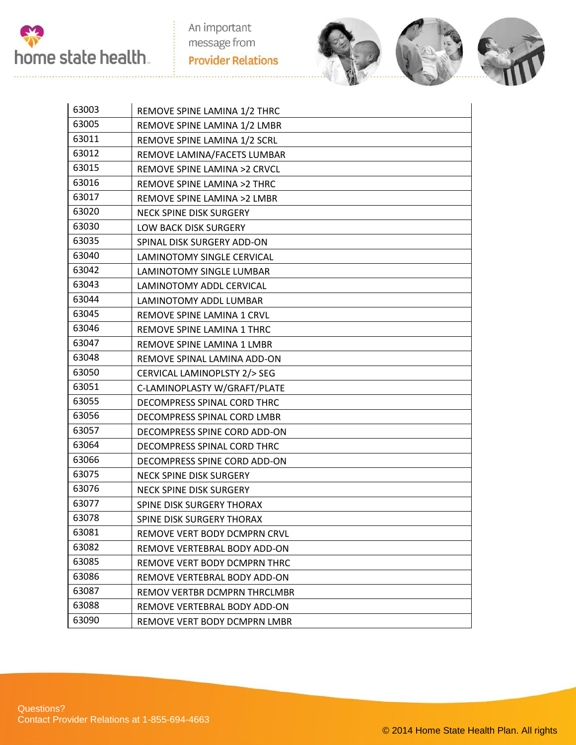| 63003 | REMOVE SPINE LAMINA 1/2 THRC |
|---|---|
| 63005 | REMOVE SPINE LAMINA 1/2 LMBR |
| 63011 | REMOVE SPINE LAMINA 1/2 SCRL |
| 63012 | REMOVE LAMINA/FACETS LUMBAR |
| 63015 | REMOVE SPINE LAMINA >2 CRVCL |
| 63016 | REMOVE SPINE LAMINA >2 THRC |
| 63017 | REMOVE SPINE LAMINA >2 LMBR |
| 63020 | NECK SPINE DISK SURGERY |
| 63030 | LOW BACK DISK SURGERY |
| 63035 | SPINAL DISK SURGERY ADD-ON |
| 63040 | LAMINOTOMY SINGLE CERVICAL |
| 63042 | LAMINOTOMY SINGLE LUMBAR |
| 63043 | LAMINOTOMY ADDL CERVICAL |
| 63044 | LAMINOTOMY ADDL LUMBAR |
| 63045 | REMOVE SPINE LAMINA 1 CRVL |
| 63046 | REMOVE SPINE LAMINA 1 THRC |
| 63047 | REMOVE SPINE LAMINA 1 LMBR |
| 63048 | REMOVE SPINAL LAMINA ADD-ON |
| 63050 | CERVICAL LAMINOPLSTY 2/> SEG |
| 63051 | C-LAMINOPLASTY W/GRAFT/PLATE |
| 63055 | DECOMPRESS SPINAL CORD THRC |
| 63056 | DECOMPRESS SPINAL CORD LMBR |
| 63057 | DECOMPRESS SPINE CORD ADD-ON |
| 63064 | DECOMPRESS SPINAL CORD THRC |
| 63066 | DECOMPRESS SPINE CORD ADD-ON |
| 63075 | NECK SPINE DISK SURGERY |
| 63076 | NECK SPINE DISK SURGERY |
| 63077 | SPINE DISK SURGERY THORAX |
| 63078 | SPINE DISK SURGERY THORAX |
| 63081 | REMOVE VERT BODY DCMPRN CRVL |
| 63082 | REMOVE VERTEBRAL BODY ADD-ON |
| 63085 | REMOVE VERT BODY DCMPRN THRC |
| 63086 | REMOVE VERTEBRAL BODY ADD-ON |
| 63087 | REMOV VERTBR DCMPRN THRCLMBR |
| 63088 | REMOVE VERTEBRAL BODY ADD-ON |
| 63090 | REMOVE VERT BODY DCMPRN LMBR |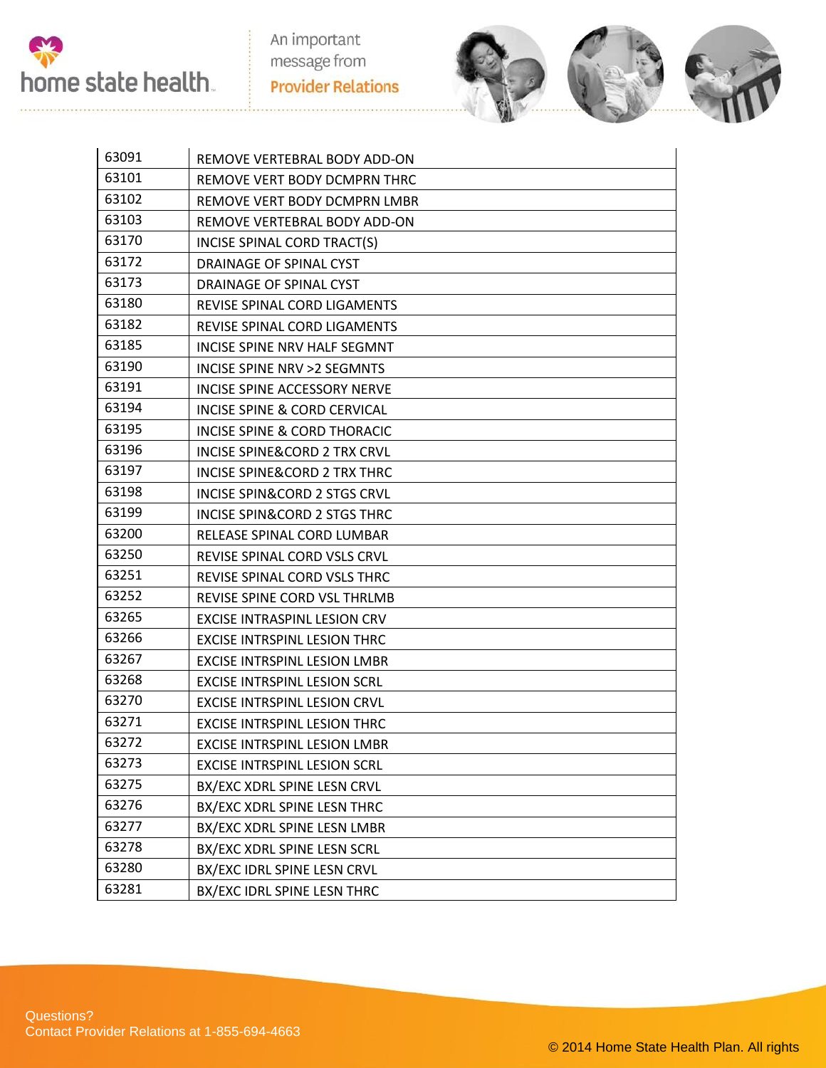| 63091 | REMOVE VERTEBRAL BODY ADD-ON |
|---|---|
| 63101 | REMOVE VERT BODY DCMPRN THRC |
| 63102 | REMOVE VERT BODY DCMPRN LMBR |
| 63103 | REMOVE VERTEBRAL BODY ADD-ON |
| 63170 | INCISE SPINAL CORD TRACT(S) |
| 63172 | DRAINAGE OF SPINAL CYST |
| 63173 | DRAINAGE OF SPINAL CYST |
| 63180 | REVISE SPINAL CORD LIGAMENTS |
| 63182 | REVISE SPINAL CORD LIGAMENTS |
| 63185 | INCISE SPINE NRV HALF SEGMNT |
| 63190 | INCISE SPINE NRV >2 SEGMNTS |
| 63191 | INCISE SPINE ACCESSORY NERVE |
| 63194 | INCISE SPINE & CORD CERVICAL |
| 63195 | INCISE SPINE & CORD THORACIC |
| 63196 | INCISE SPINE&CORD 2 TRX CRVL |
| 63197 | INCISE SPINE&CORD 2 TRX THRC |
| 63198 | INCISE SPIN&CORD 2 STGS CRVL |
| 63199 | INCISE SPIN&CORD 2 STGS THRC |
| 63200 | RELEASE SPINAL CORD LUMBAR |
| 63250 | REVISE SPINAL CORD VSLS CRVL |
| 63251 | REVISE SPINAL CORD VSLS THRC |
| 63252 | REVISE SPINE CORD VSL THRLMB |
| 63265 | EXCISE INTRASPINL LESION CRV |
| 63266 | EXCISE INTRSPINL LESION THRC |
| 63267 | EXCISE INTRSPINL LESION LMBR |
| 63268 | EXCISE INTRSPINL LESION SCRL |
| 63270 | EXCISE INTRSPINL LESION CRVL |
| 63271 | EXCISE INTRSPINL LESION THRC |
| 63272 | EXCISE INTRSPINL LESION LMBR |
| 63273 | EXCISE INTRSPINL LESION SCRL |
| 63275 | BX/EXC XDRL SPINE LESN CRVL |
| 63276 | BX/EXC XDRL SPINE LESN THRC |
| 63277 | BX/EXC XDRL SPINE LESN LMBR |
| 63278 | BX/EXC XDRL SPINE LESN SCRL |
| 63280 | BX/EXC IDRL SPINE LESN CRVL |
| 63281 | BX/EXC IDRL SPINE LESN THRC |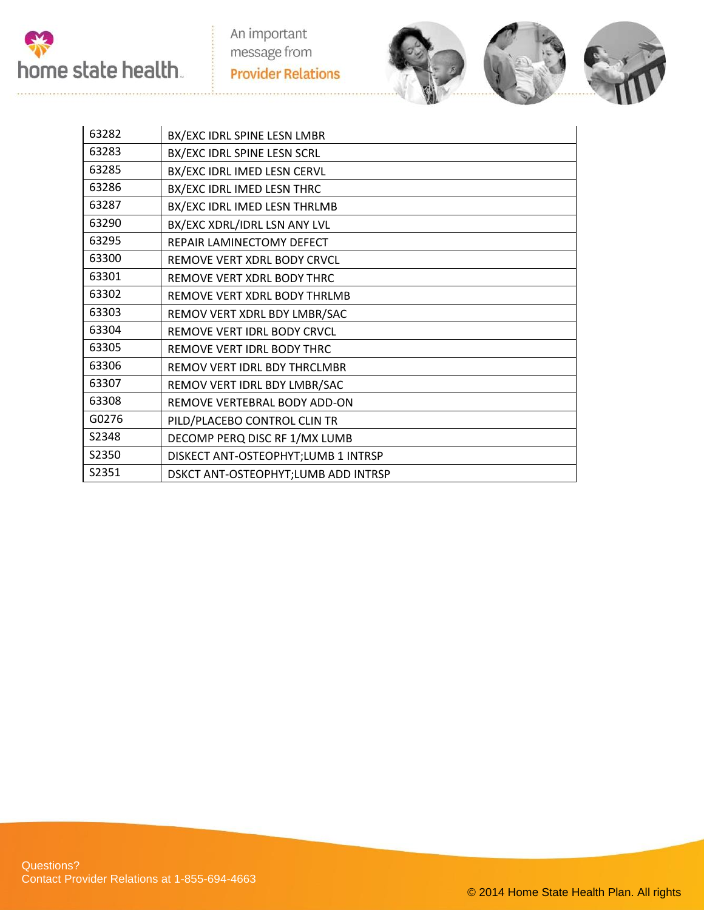| | |
|---|---|
| 63282 | BX/EXC IDRL SPINE LESN LMBR |
| 63283 | BX/EXC IDRL SPINE LESN SCRL |
| 63285 | BX/EXC IDRL IMED LESN CERVL |
| 63286 | BX/EXC IDRL IMED LESN THRC |
| 63287 | BX/EXC IDRL IMED LESN THRLMB |
| 63290 | BX/EXC XDRL/IDRL LSN ANY LVL |
| 63295 | REPAIR LAMINECTOMY DEFECT |
| 63300 | REMOVE VERT XDRL BODY CRVCL |
| 63301 | REMOVE VERT XDRL BODY THRC |
| 63302 | REMOVE VERT XDRL BODY THRLMB |
| 63303 | REMOV VERT XDRL BDY LMBR/SAC |
| 63304 | REMOVE VERT IDRL BODY CRVCL |
| 63305 | REMOVE VERT IDRL BODY THRC |
| 63306 | REMOV VERT IDRL BDY THRCLMBR |
| 63307 | REMOV VERT IDRL BDY LMBR/SAC |
| 63308 | REMOVE VERTEBRAL BODY ADD-ON |
| G0276 | PILD/PLACEBO CONTROL CLIN TR |
| S2348 | DECOMP PERQ DISC RF 1/MX LUMB |
| S2350 | DISKECT ANT-OSTEOPHYT;LUMB 1 INTRSP |
| S2351 | DSKCT ANT-OSTEOPHYT;LUMB ADD INTRSP |